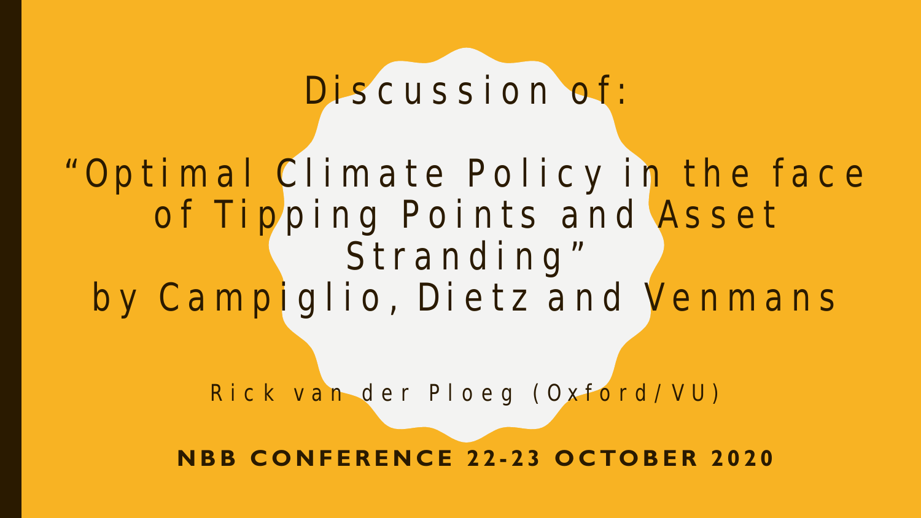# Discussion of:

# "Optimal Climate Policy in the face of Tipping Points and Asset Stranding"

# by Campiglio, Dietz and Venmans

Rick van der Ploeg (Oxford/VU)

**NBB CONFERENCE 22-23 OCTOBER 2020**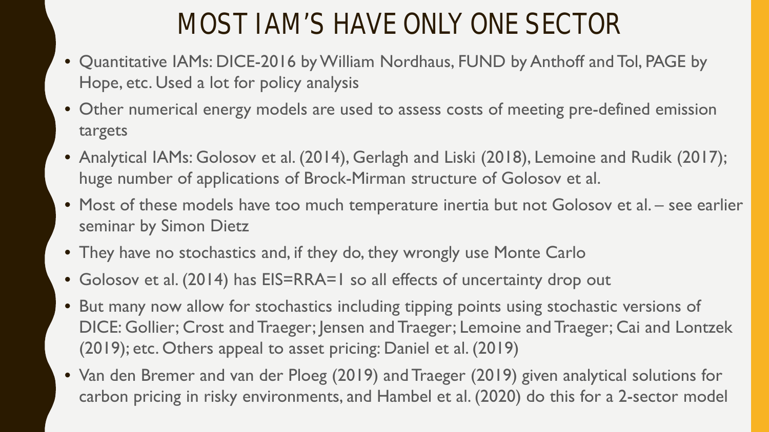# MOST IAM'S HAVE ONLY ONE SECTOR

- Quantitative IAMs: DICE-2016 by William Nordhaus, FUND by Anthoff and Tol, PAGE by Hope, etc. Used a lot for policy analysis
- Other numerical energy models are used to assess costs of meeting pre-defined emission targets
- Analytical IAMs: Golosov et al. (2014), Gerlagh and Liski (2018), Lemoine and Rudik (2017); huge number of applications of Brock-Mirman structure of Golosov et al.
- Most of these models have too much temperature inertia but not Golosov et al. – see earlier seminar by Simon Dietz
- They have no stochastics and, if they do, they wrongly use Monte Carlo
- Golosov et al. (2014) has EIS=RRA=1 so all effects of uncertainty drop out
- But many now allow for stochastics including tipping points using stochastic versions of DICE: Gollier; Crost and Traeger; Jensen and Traeger; Lemoine and Traeger; Cai and Lontzek (2019); etc. Others appeal to asset pricing: Daniel et al. (2019)
- Van den Bremer and van der Ploeg (2019) and Traeger (2019) given analytical solutions for carbon pricing in risky environments, and Hambel et al. (2020) do this for a 2-sector model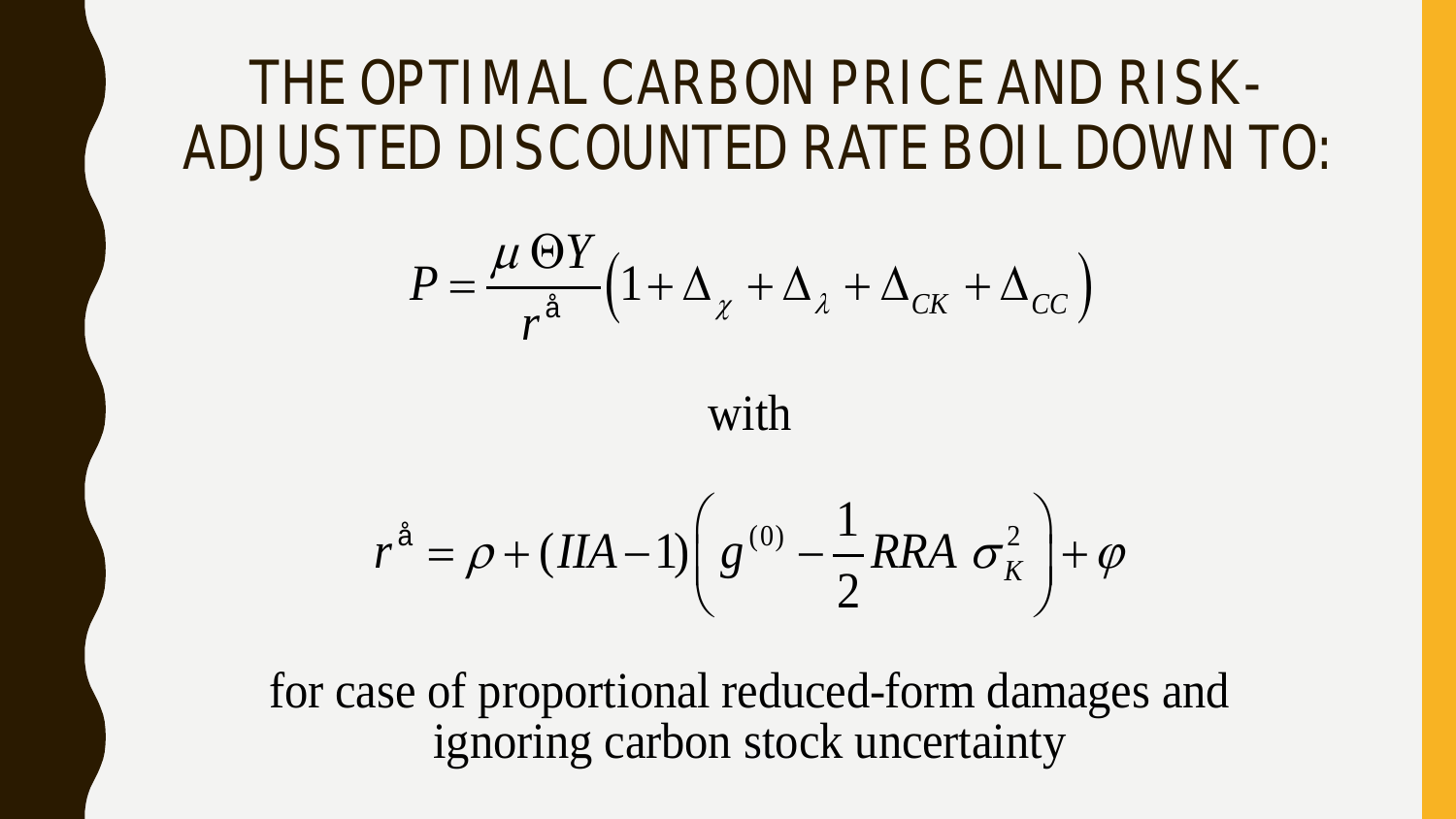# THE OPTIMAL CARBON PRICE AND RISK-ADJUSTED DISCOUNTED RATE BOIL DOWN TO:

$$P = \frac{\mu \, \Theta Y}{r^{\text{å}}} \left(1 + \Delta_{\chi} + \Delta_{\lambda} + \Delta_{CK} + \Delta_{CC}\right)$$

with

$$r^{\text{å}} = \rho + (IIA - 1)\left(g^{(0)} - \frac{1}{2} RRA \; \sigma_K^2\right) + \varphi$$

for case of proportional reduced-form damages and ignoring carbon stock uncertainty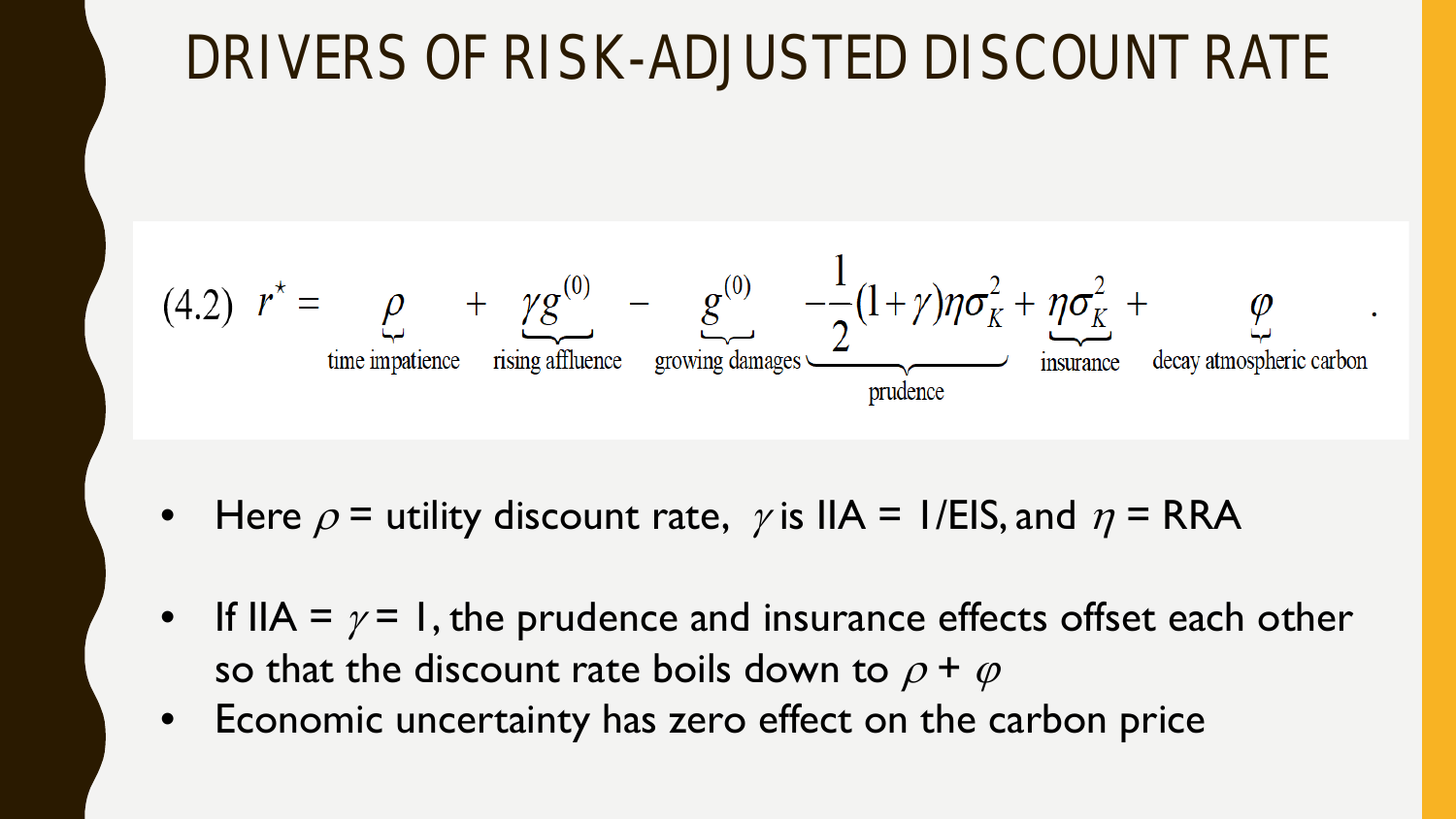# DRIVERS OF RISK-ADJUSTED DISCOUNT RATE

$$(4.2)\quad r^{\star} = \underbrace{\rho}_{\text{time impatience}} + \underbrace{\gamma g^{(0)}}_{\text{rising affluence}} - \underbrace{g^{(0)}}_{\text{growing damages}} \underbrace{-\frac{1}{2}(1+\gamma)\eta\sigma_K^2}_{\text{prudence}} + \underbrace{\eta\sigma_K^2}_{\text{insurance}} + \underbrace{\varphi}_{\text{decay atmospheric carbon}} .$$

- Here $\rho$ = utility discount rate, $\gamma$ is IIA = 1/EIS, and $\eta$ = RRA
- If IIA = $\gamma$ = 1, the prudence and insurance effects offset each other so that the discount rate boils down to $\rho + \varphi$
- Economic uncertainty has zero effect on the carbon price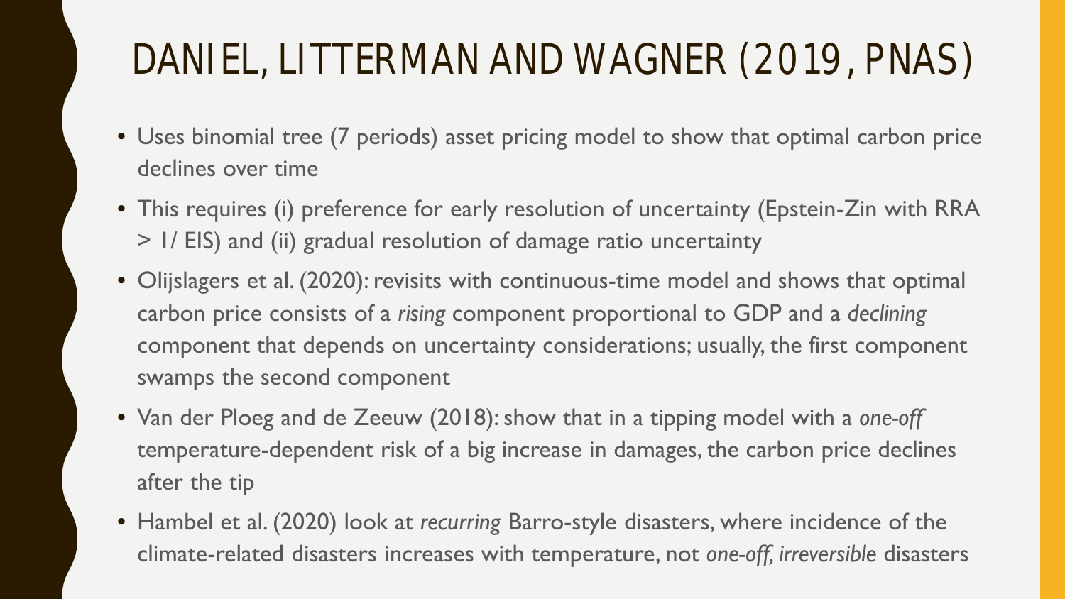# DANIEL, LITTERMAN AND WAGNER (2019, PNAS)

- Uses binomial tree (7 periods) asset pricing model to show that optimal carbon price declines over time
- This requires (i) preference for early resolution of uncertainty (Epstein-Zin with RRA > 1/ EIS) and (ii) gradual resolution of damage ratio uncertainty
- Olijslagers et al. (2020): revisits with continuous-time model and shows that optimal carbon price consists of a *rising* component proportional to GDP and a *declining* component that depends on uncertainty considerations; usually, the first component swamps the second component
- Van der Ploeg and de Zeeuw (2018): show that in a tipping model with a *one-off* temperature-dependent risk of a big increase in damages, the carbon price declines after the tip
- Hambel et al. (2020) look at *recurring* Barro-style disasters, where incidence of the climate-related disasters increases with temperature, not *one-off, irreversible* disasters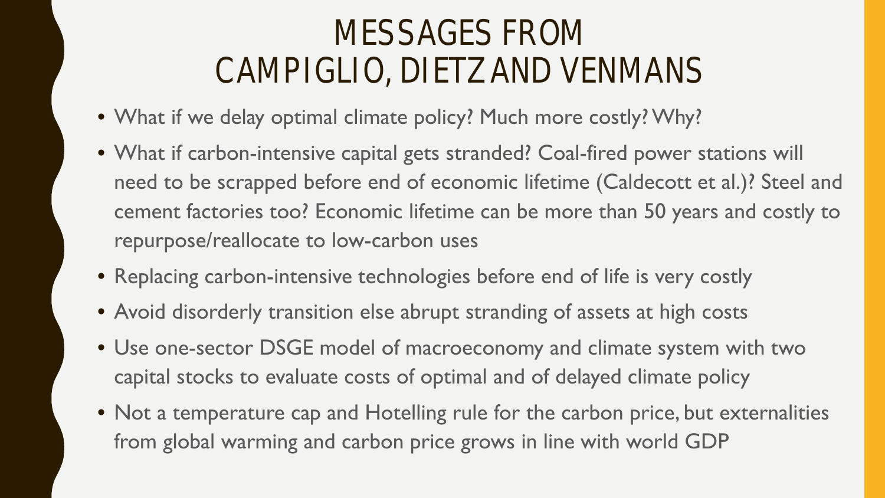# MESSAGES FROM CAMPIGLIO, DIETZ AND VENMANS

- What if we delay optimal climate policy? Much more costly? Why?
- What if carbon-intensive capital gets stranded? Coal-fired power stations will need to be scrapped before end of economic lifetime (Caldecott et al.)? Steel and cement factories too? Economic lifetime can be more than 50 years and costly to repurpose/reallocate to low-carbon uses
- Replacing carbon-intensive technologies before end of life is very costly
- Avoid disorderly transition else abrupt stranding of assets at high costs
- Use one-sector DSGE model of macroeconomy and climate system with two capital stocks to evaluate costs of optimal and of delayed climate policy
- Not a temperature cap and Hotelling rule for the carbon price, but externalities from global warming and carbon price grows in line with world GDP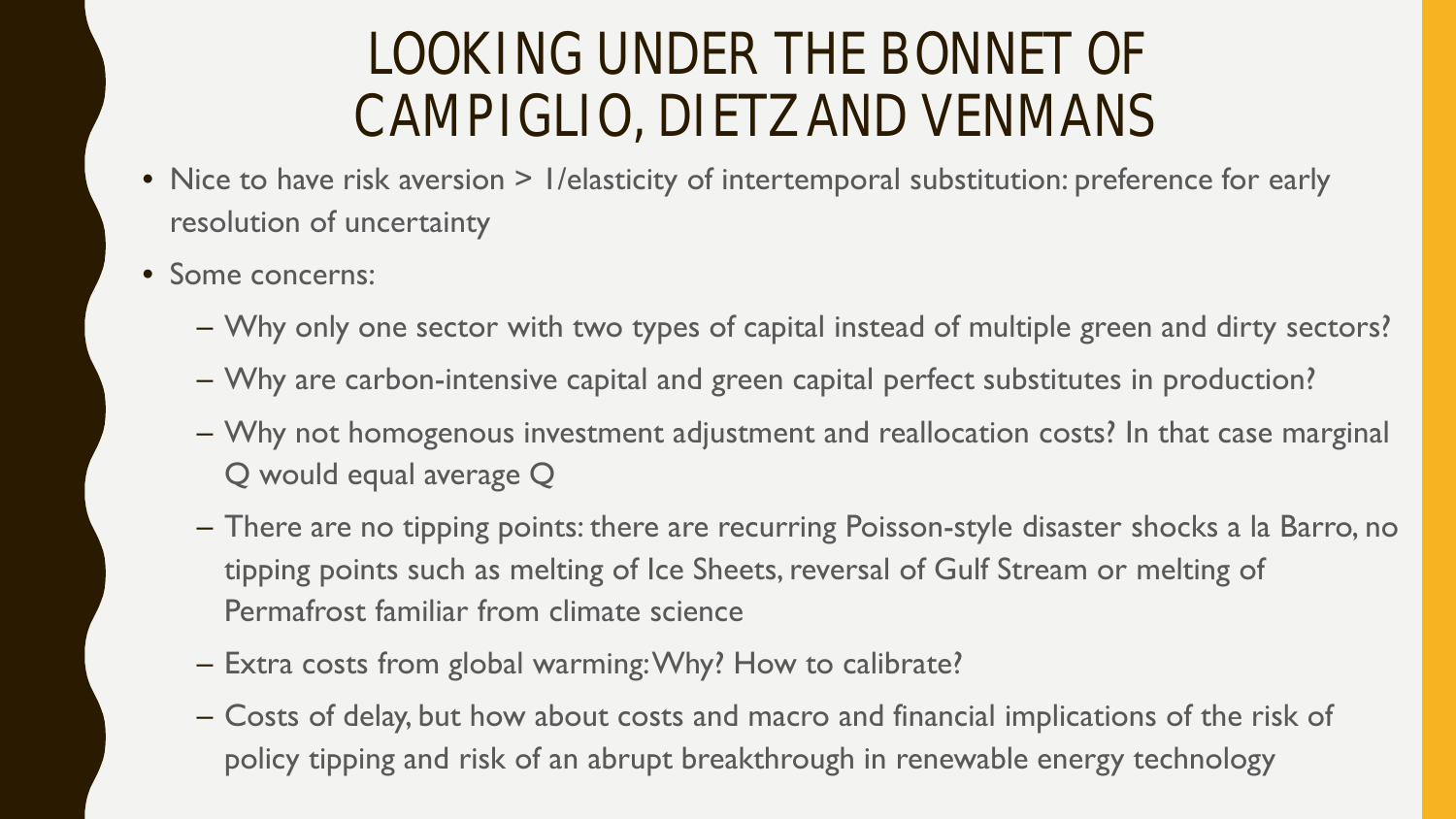# LOOKING UNDER THE BONNET OF CAMPIGLIO, DIETZ AND VENMANS

- Nice to have risk aversion > 1/elasticity of intertemporal substitution: preference for early resolution of uncertainty
- Some concerns:
  - Why only one sector with two types of capital instead of multiple green and dirty sectors?
  - Why are carbon-intensive capital and green capital perfect substitutes in production?
  - Why not homogenous investment adjustment and reallocation costs? In that case marginal Q would equal average Q
  - There are no tipping points: there are recurring Poisson-style disaster shocks a la Barro, no tipping points such as melting of Ice Sheets, reversal of Gulf Stream or melting of Permafrost familiar from climate science
  - Extra costs from global warming: Why? How to calibrate?
  - Costs of delay, but how about costs and macro and financial implications of the risk of policy tipping and risk of an abrupt breakthrough in renewable energy technology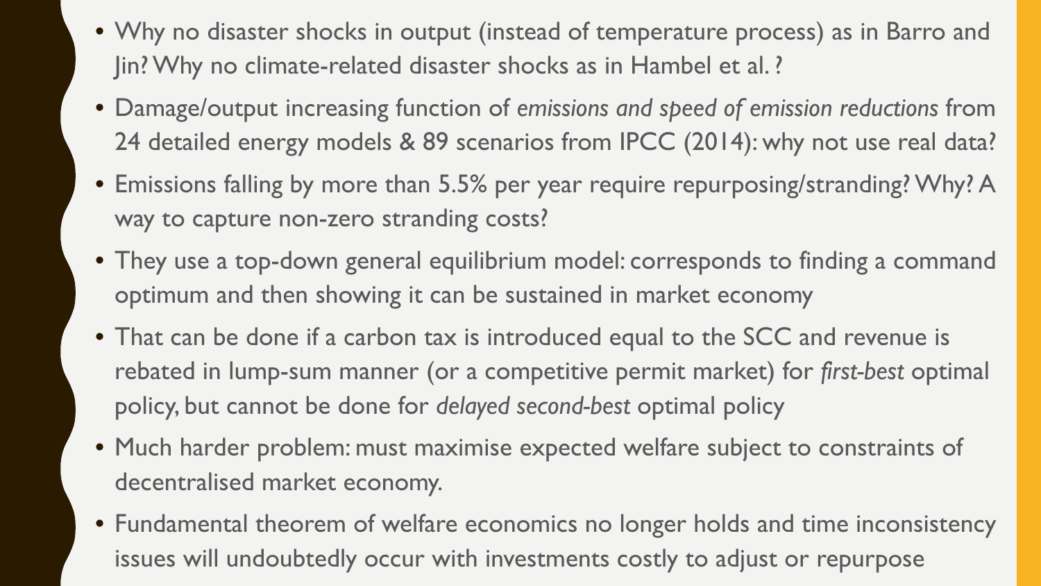- Why no disaster shocks in output (instead of temperature process) as in Barro and Jin? Why no climate-related disaster shocks as in Hambel et al. ?
- Damage/output increasing function of *emissions and speed of emission reductions* from 24 detailed energy models & 89 scenarios from IPCC (2014): why not use real data?
- Emissions falling by more than 5.5% per year require repurposing/stranding? Why? A way to capture non-zero stranding costs?
- They use a top-down general equilibrium model: corresponds to finding a command optimum and then showing it can be sustained in market economy
- That can be done if a carbon tax is introduced equal to the SCC and revenue is rebated in lump-sum manner (or a competitive permit market) for *first-best* optimal policy, but cannot be done for *delayed second-best* optimal policy
- Much harder problem: must maximise expected welfare subject to constraints of decentralised market economy.
- Fundamental theorem of welfare economics no longer holds and time inconsistency issues will undoubtedly occur with investments costly to adjust or repurpose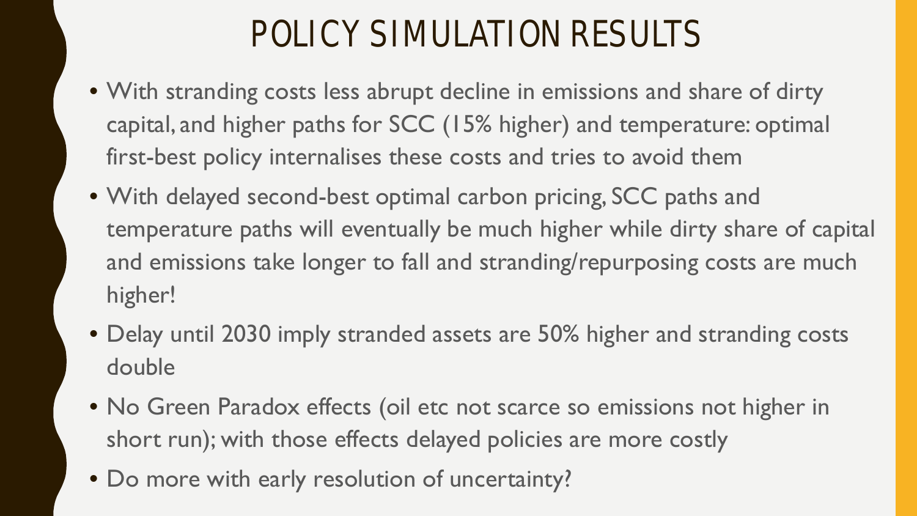# POLICY SIMULATION RESULTS

- With stranding costs less abrupt decline in emissions and share of dirty capital, and higher paths for SCC (15% higher) and temperature: optimal first-best policy internalises these costs and tries to avoid them
- With delayed second-best optimal carbon pricing, SCC paths and temperature paths will eventually be much higher while dirty share of capital and emissions take longer to fall and stranding/repurposing costs are much higher!
- Delay until 2030 imply stranded assets are 50% higher and stranding costs double
- No Green Paradox effects (oil etc not scarce so emissions not higher in short run); with those effects delayed policies are more costly
- Do more with early resolution of uncertainty?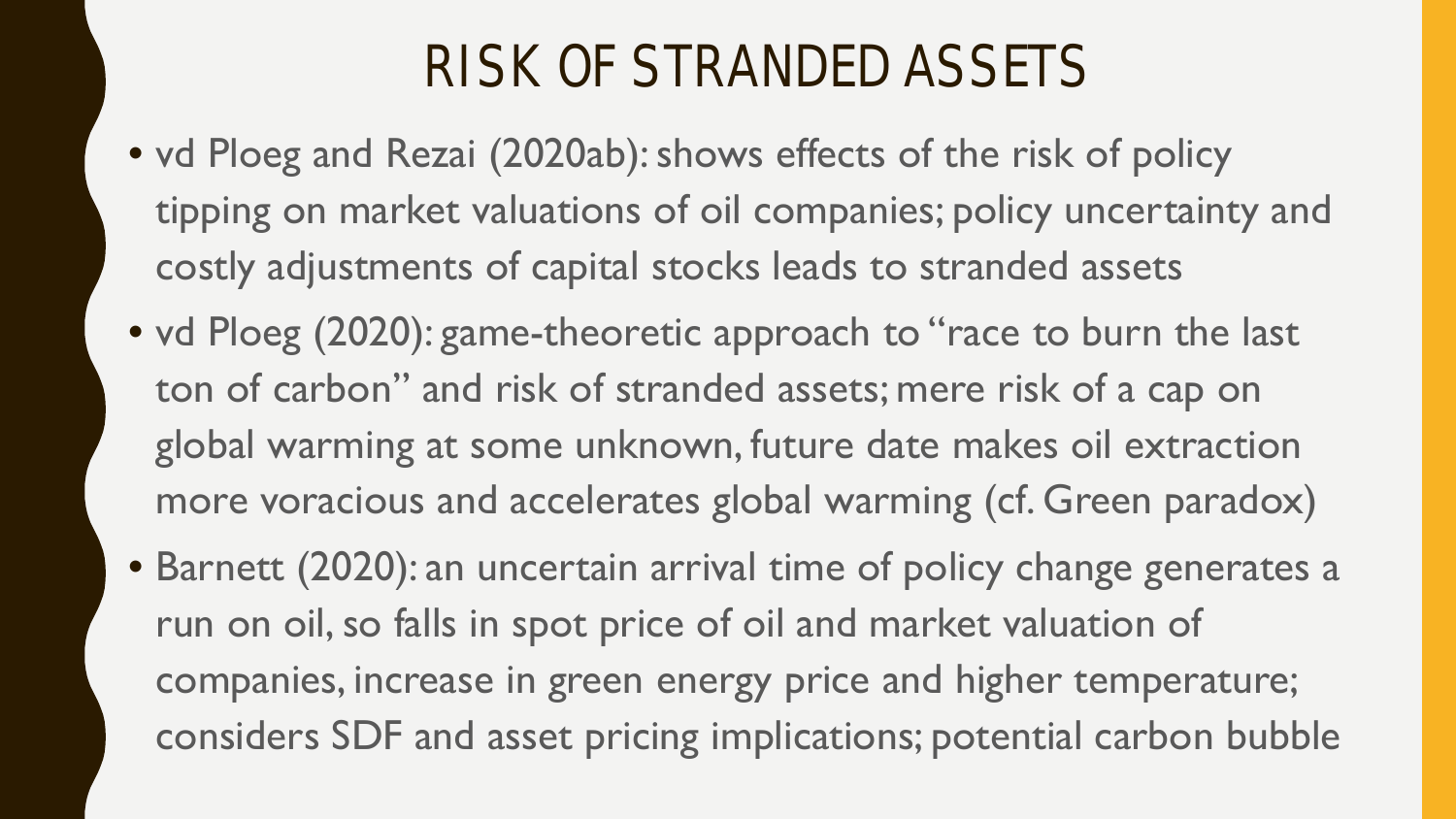# RISK OF STRANDED ASSETS

- vd Ploeg and Rezai (2020ab): shows effects of the risk of policy tipping on market valuations of oil companies; policy uncertainty and costly adjustments of capital stocks leads to stranded assets
- vd Ploeg (2020): game-theoretic approach to "race to burn the last ton of carbon" and risk of stranded assets; mere risk of a cap on global warming at some unknown, future date makes oil extraction more voracious and accelerates global warming (cf. Green paradox)
- Barnett (2020): an uncertain arrival time of policy change generates a run on oil, so falls in spot price of oil and market valuation of companies, increase in green energy price and higher temperature; considers SDF and asset pricing implications; potential carbon bubble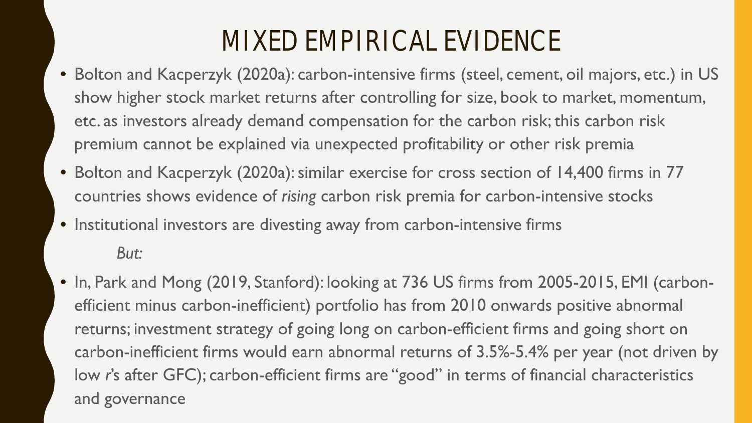# MIXED EMPIRICAL EVIDENCE

- Bolton and Kacperzyk (2020a): carbon-intensive firms (steel, cement, oil majors, etc.) in US show higher stock market returns after controlling for size, book to market, momentum, etc. as investors already demand compensation for the carbon risk; this carbon risk premium cannot be explained via unexpected profitability or other risk premia
- Bolton and Kacperzyk (2020a): similar exercise for cross section of 14,400 firms in 77 countries shows evidence of *rising* carbon risk premia for carbon-intensive stocks
- Institutional investors are divesting away from carbon-intensive firms

  *But:*

- In, Park and Mong (2019, Stanford): looking at 736 US firms from 2005-2015, EMI (carbon-efficient minus carbon-inefficient) portfolio has from 2010 onwards positive abnormal returns; investment strategy of going long on carbon-efficient firms and going short on carbon-inefficient firms would earn abnormal returns of 3.5%-5.4% per year (not driven by low *r*'s after GFC); carbon-efficient firms are "good" in terms of financial characteristics and governance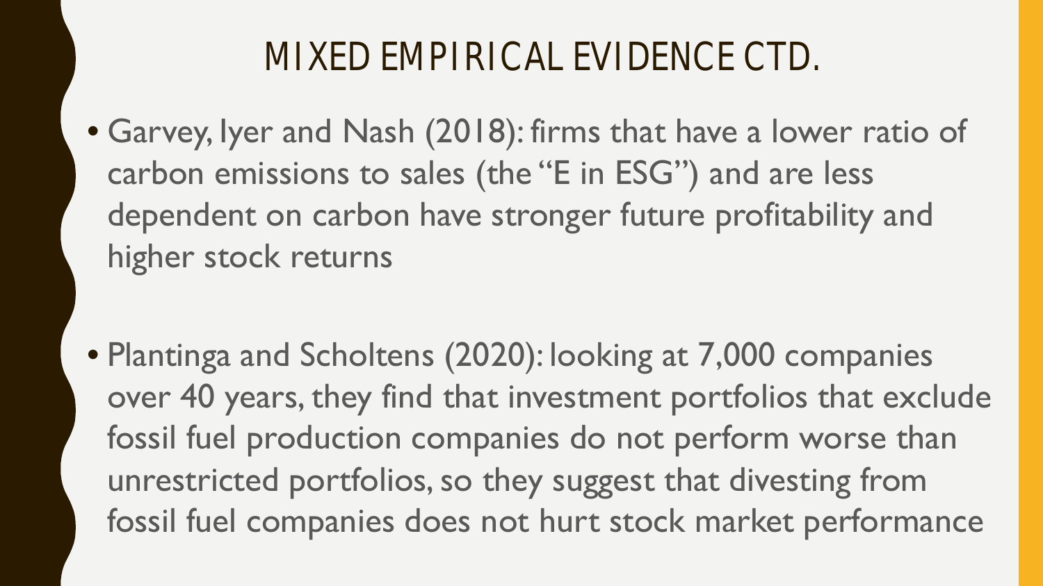# MIXED EMPIRICAL EVIDENCE CTD.

- Garvey, Iyer and Nash (2018): firms that have a lower ratio of carbon emissions to sales (the "E in ESG") and are less dependent on carbon have stronger future profitability and higher stock returns

- Plantinga and Scholtens (2020): looking at 7,000 companies over 40 years, they find that investment portfolios that exclude fossil fuel production companies do not perform worse than unrestricted portfolios, so they suggest that divesting from fossil fuel companies does not hurt stock market performance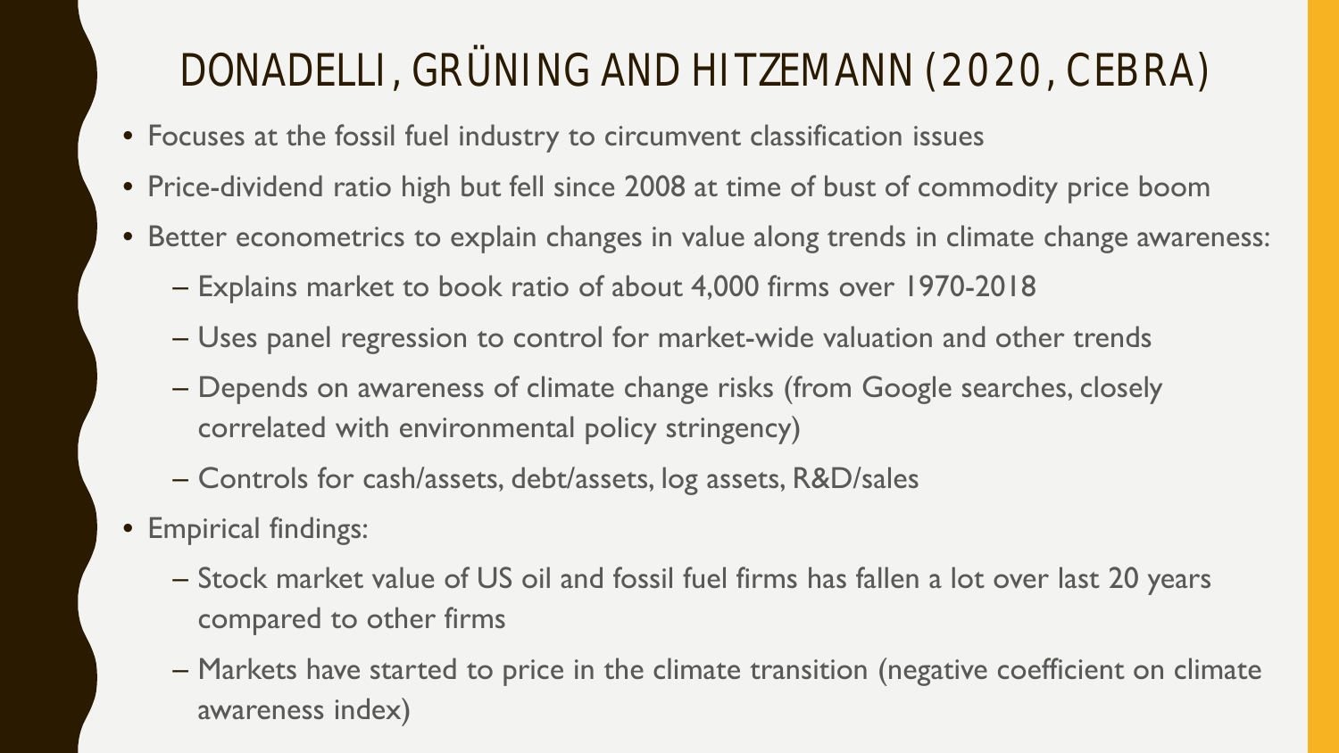# DONADELLI, GRÜNING AND HITZEMANN (2020, CEBRA)

- Focuses at the fossil fuel industry to circumvent classification issues
- Price-dividend ratio high but fell since 2008 at time of bust of commodity price boom
- Better econometrics to explain changes in value along trends in climate change awareness:
  - Explains market to book ratio of about 4,000 firms over 1970-2018
  - Uses panel regression to control for market-wide valuation and other trends
  - Depends on awareness of climate change risks (from Google searches, closely correlated with environmental policy stringency)
  - Controls for cash/assets, debt/assets, log assets, R&D/sales
- Empirical findings:
  - Stock market value of US oil and fossil fuel firms has fallen a lot over last 20 years compared to other firms
  - Markets have started to price in the climate transition (negative coefficient on climate awareness index)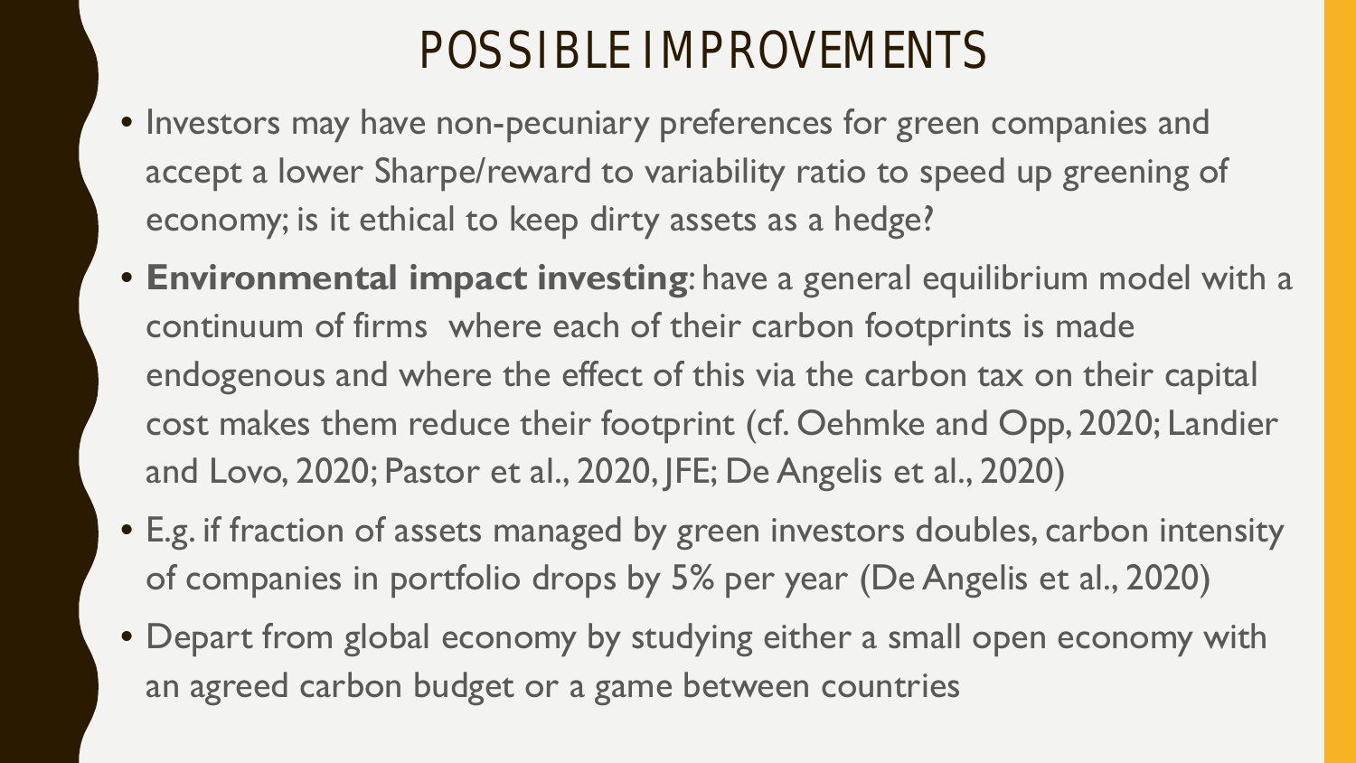# POSSIBLE IMPROVEMENTS

- Investors may have non-pecuniary preferences for green companies and accept a lower Sharpe/reward to variability ratio to speed up greening of economy; is it ethical to keep dirty assets as a hedge?
- **Environmental impact investing**: have a general equilibrium model with a continuum of firms where each of their carbon footprints is made endogenous and where the effect of this via the carbon tax on their capital cost makes them reduce their footprint (cf. Oehmke and Opp, 2020; Landier and Lovo, 2020; Pastor et al., 2020, JFE; De Angelis et al., 2020)
- E.g. if fraction of assets managed by green investors doubles, carbon intensity of companies in portfolio drops by 5% per year (De Angelis et al., 2020)
- Depart from global economy by studying either a small open economy with an agreed carbon budget or a game between countries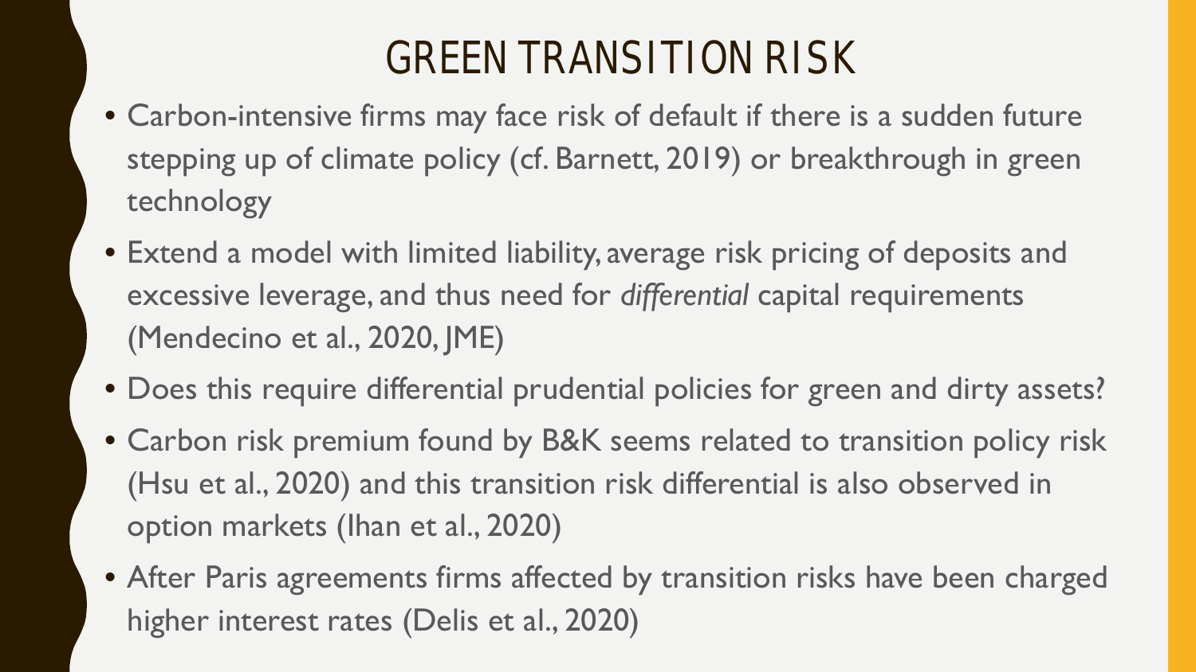# GREEN TRANSITION RISK

- Carbon-intensive firms may face risk of default if there is a sudden future stepping up of climate policy (cf. Barnett, 2019) or breakthrough in green technology
- Extend a model with limited liability, average risk pricing of deposits and excessive leverage, and thus need for *differential* capital requirements (Mendecino et al., 2020, JME)
- Does this require differential prudential policies for green and dirty assets?
- Carbon risk premium found by B&K seems related to transition policy risk (Hsu et al., 2020) and this transition risk differential is also observed in option markets (Ihan et al., 2020)
- After Paris agreements firms affected by transition risks have been charged higher interest rates (Delis et al., 2020)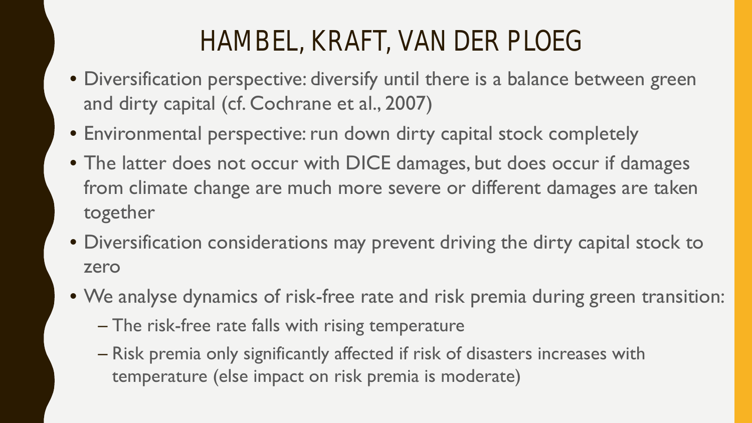# HAMBEL, KRAFT, VAN DER PLOEG

- Diversification perspective: diversify until there is a balance between green and dirty capital (cf. Cochrane et al., 2007)
- Environmental perspective: run down dirty capital stock completely
- The latter does not occur with DICE damages, but does occur if damages from climate change are much more severe or different damages are taken together
- Diversification considerations may prevent driving the dirty capital stock to zero
- We analyse dynamics of risk-free rate and risk premia during green transition:
  - The risk-free rate falls with rising temperature
  - Risk premia only significantly affected if risk of disasters increases with temperature (else impact on risk premia is moderate)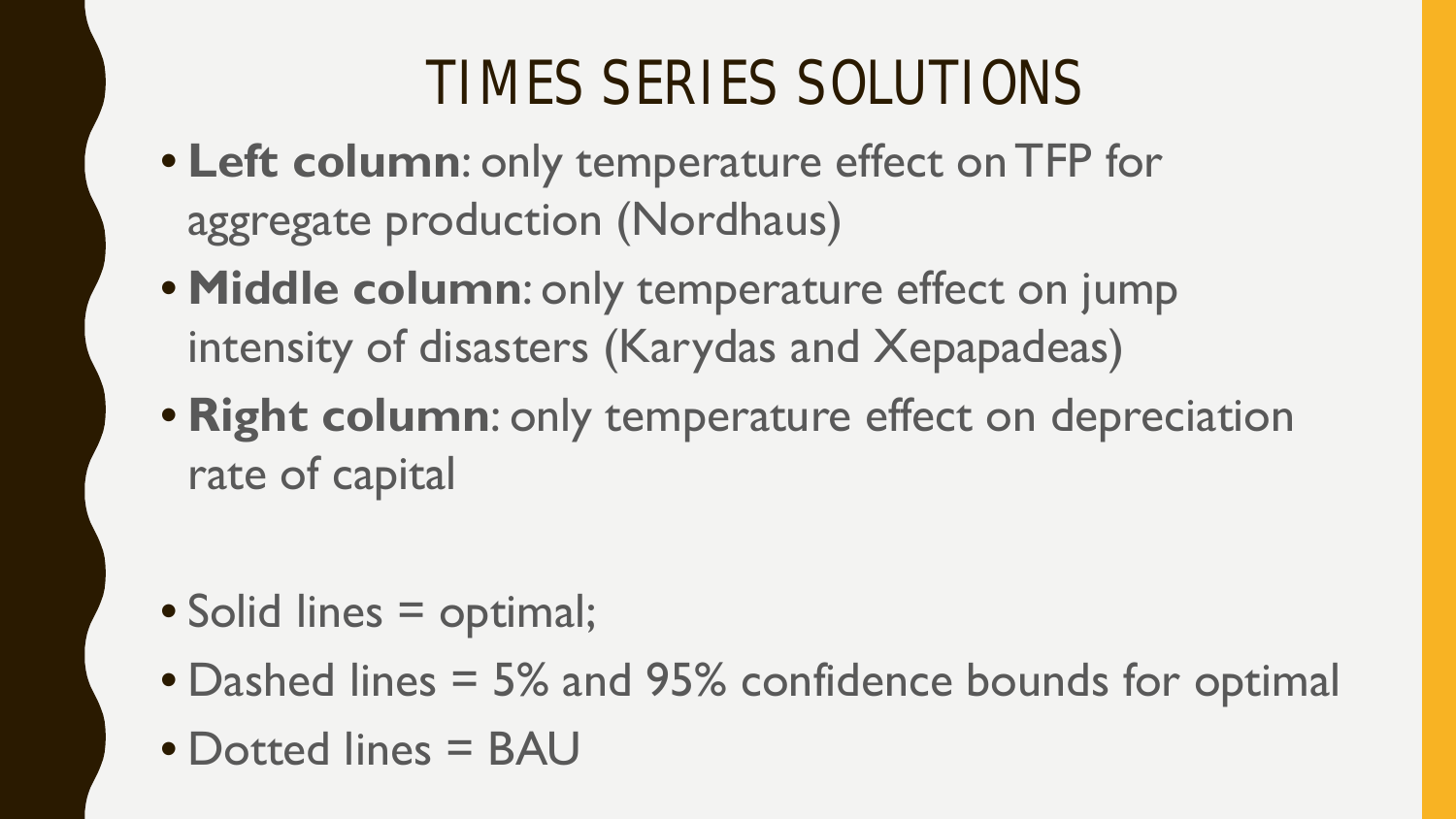# TIMES SERIES SOLUTIONS

- **Left column**: only temperature effect on TFP for aggregate production (Nordhaus)
- **Middle column**: only temperature effect on jump intensity of disasters (Karydas and Xepapadeas)
- **Right column**: only temperature effect on depreciation rate of capital

- Solid lines = optimal;
- Dashed lines = 5% and 95% confidence bounds for optimal
- Dotted lines = BAU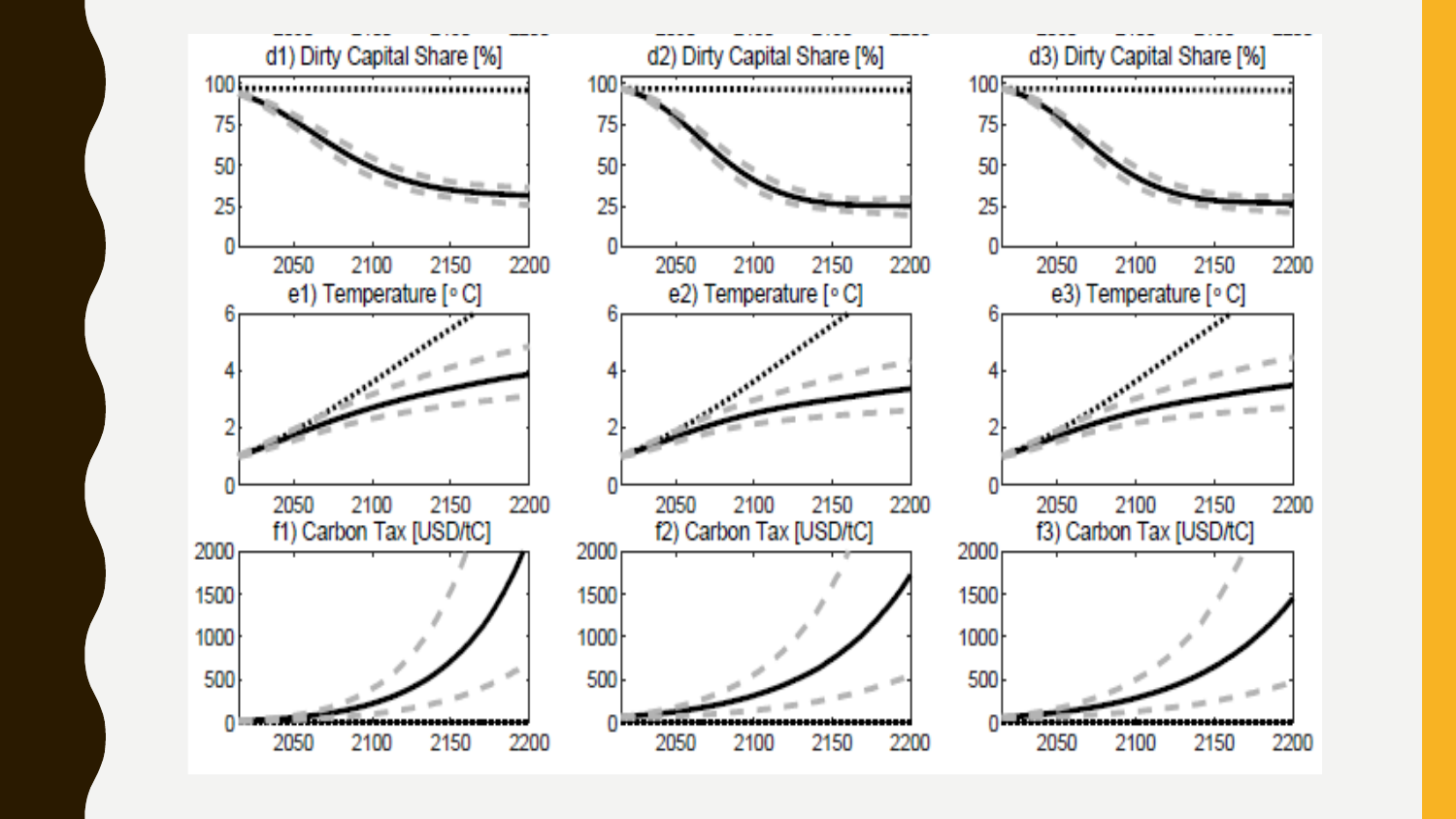d1) Dirty Capital Share [%]

d2) Dirty Capital Share [%]

d3) Dirty Capital Share [%]

e1) Temperature [° C]

e2) Temperature [° C]

e3) Temperature [° C]

f1) Carbon Tax [USD/tC]

f2) Carbon Tax [USD/tC]

f3) Carbon Tax [USD/tC]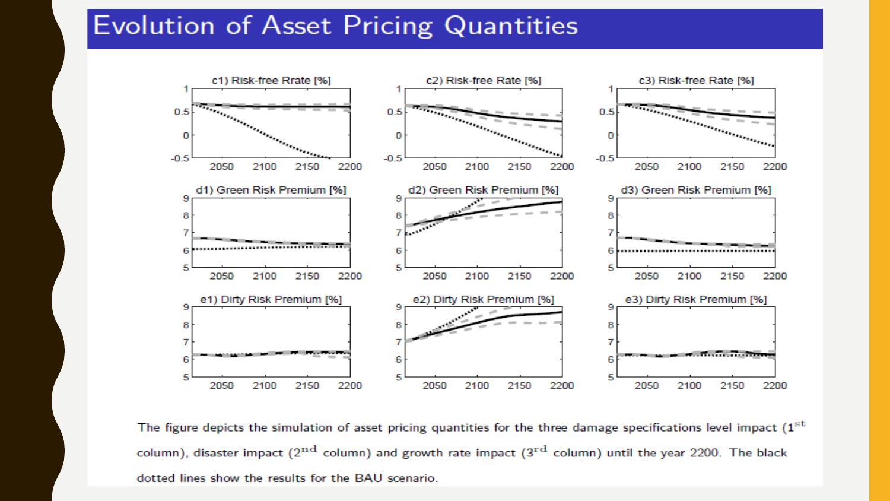# Evolution of Asset Pricing Quantities

c1) Risk-free Rrate [%]

1
0.5
0
-0.5

2050 2100 2150 2200

c2) Risk-free Rate [%]

1
0.5
0
-0.5

2050 2100 2150 2200

c3) Risk-free Rate [%]

1
0.5
0
-0.5

2050 2100 2150 2200

d1) Green Risk Premium [%]

9
8
7
6
5

2050 2100 2150 2200

d2) Green Risk Premium [%]

9
8
7
6
5

2050 2100 2150 2200

d3) Green Risk Premium [%]

9
8
7
6
5

2050 2100 2150 2200

e1) Dirty Risk Premium [%]

9
8
7
6
5

2050 2100 2150 2200

e2) Dirty Risk Premium [%]

9
8
7
6
5

2050 2100 2150 2200

e3) Dirty Risk Premium [%]

9
8
7
6
5

2050 2100 2150 2200

The figure depicts the simulation of asset pricing quantities for the three damage specifications level impact (1st column), disaster impact (2nd column) and growth rate impact (3rd column) until the year 2200. The black dotted lines show the results for the BAU scenario.